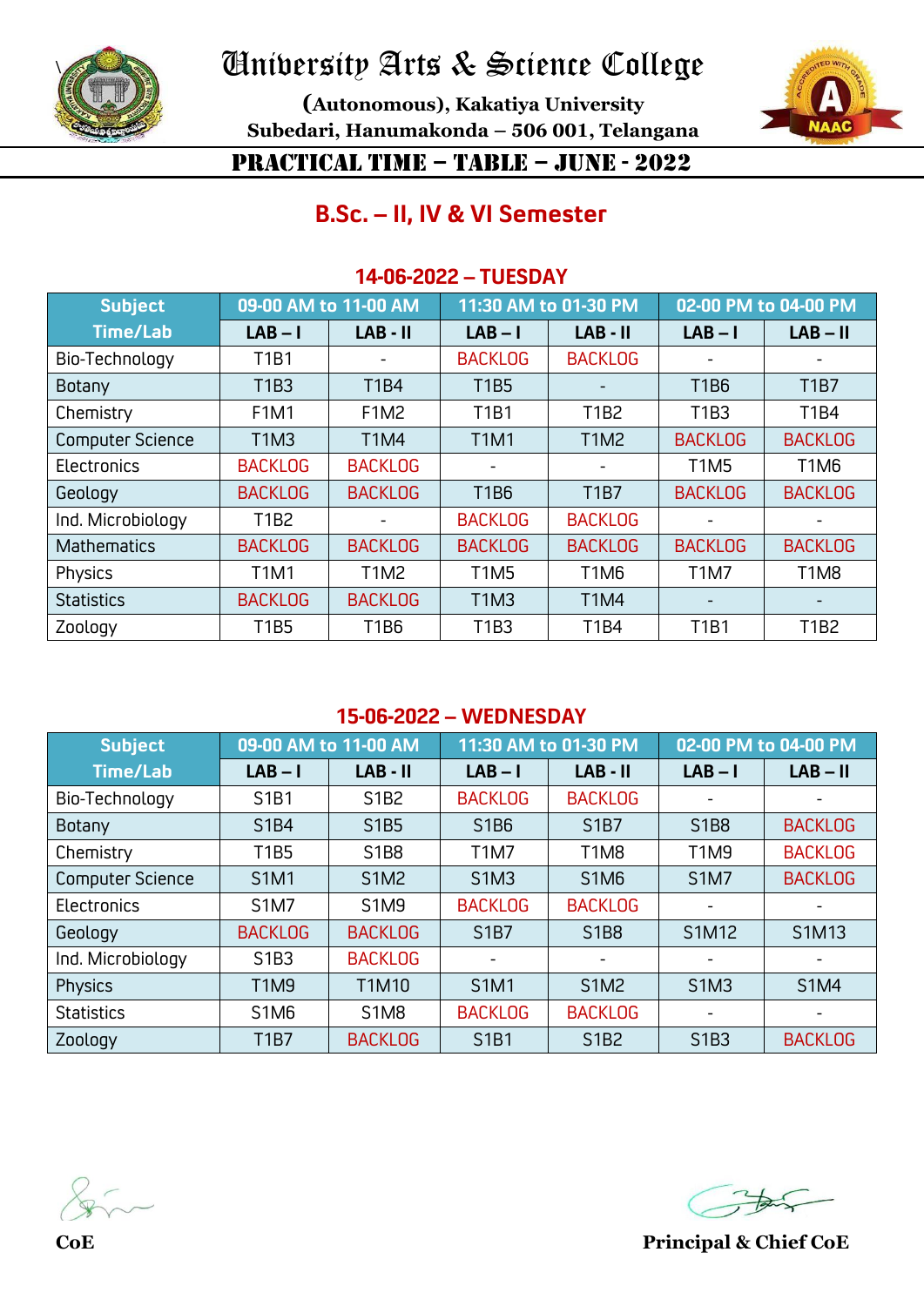# University Arts & Science College

**(Autonomous), Kakatiya University**

**Subedari, Hanumakonda – 506 001, Telangana**

## PRACTICAL TIME – TABLE – JUNE - 2022

## B.Sc. – II, IV & VI Semester

### 14-06-2022 – TUESDAY

| Subject Time/Lab | 09-00 AM to 11-00 AM | | 11:30 AM to 01-30 PM | | 02-00 PM to 04-00 PM | |
|---|---|---|---|---|---|---|
| | LAB – I | LAB - II | LAB – I | LAB - II | LAB – I | LAB – II |
| Bio-Technology | T1B1 | - | BACKLOG | BACKLOG | - | - |
| Botany | T1B3 | T1B4 | T1B5 | - | T1B6 | T1B7 |
| Chemistry | F1M1 | F1M2 | T1B1 | T1B2 | T1B3 | T1B4 |
| Computer Science | T1M3 | T1M4 | T1M1 | T1M2 | BACKLOG | BACKLOG |
| Electronics | BACKLOG | BACKLOG | - | - | T1M5 | T1M6 |
| Geology | BACKLOG | BACKLOG | T1B6 | T1B7 | BACKLOG | BACKLOG |
| Ind. Microbiology | T1B2 | - | BACKLOG | BACKLOG | - | - |
| Mathematics | BACKLOG | BACKLOG | BACKLOG | BACKLOG | BACKLOG | BACKLOG |
| Physics | T1M1 | T1M2 | T1M5 | T1M6 | T1M7 | T1M8 |
| Statistics | BACKLOG | BACKLOG | T1M3 | T1M4 | - | - |
| Zoology | T1B5 | T1B6 | T1B3 | T1B4 | T1B1 | T1B2 |

### 15-06-2022 – WEDNESDAY

| Subject Time/Lab | 09-00 AM to 11-00 AM | | 11:30 AM to 01-30 PM | | 02-00 PM to 04-00 PM | |
|---|---|---|---|---|---|---|
| | LAB – I | LAB - II | LAB – I | LAB - II | LAB – I | LAB – II |
| Bio-Technology | S1B1 | S1B2 | BACKLOG | BACKLOG | - | - |
| Botany | S1B4 | S1B5 | S1B6 | S1B7 | S1B8 | BACKLOG |
| Chemistry | T1B5 | S1B8 | T1M7 | T1M8 | T1M9 | BACKLOG |
| Computer Science | S1M1 | S1M2 | S1M3 | S1M6 | S1M7 | BACKLOG |
| Electronics | S1M7 | S1M9 | BACKLOG | BACKLOG | - | - |
| Geology | BACKLOG | BACKLOG | S1B7 | S1B8 | S1M12 | S1M13 |
| Ind. Microbiology | S1B3 | BACKLOG | - | - | - | - |
| Physics | T1M9 | T1M10 | S1M1 | S1M2 | S1M3 | S1M4 |
| Statistics | S1M6 | S1M8 | BACKLOG | BACKLOG | - | - |
| Zoology | T1B7 | BACKLOG | S1B1 | S1B2 | S1B3 | BACKLOG |

**CoE**

**Principal & Chief CoE**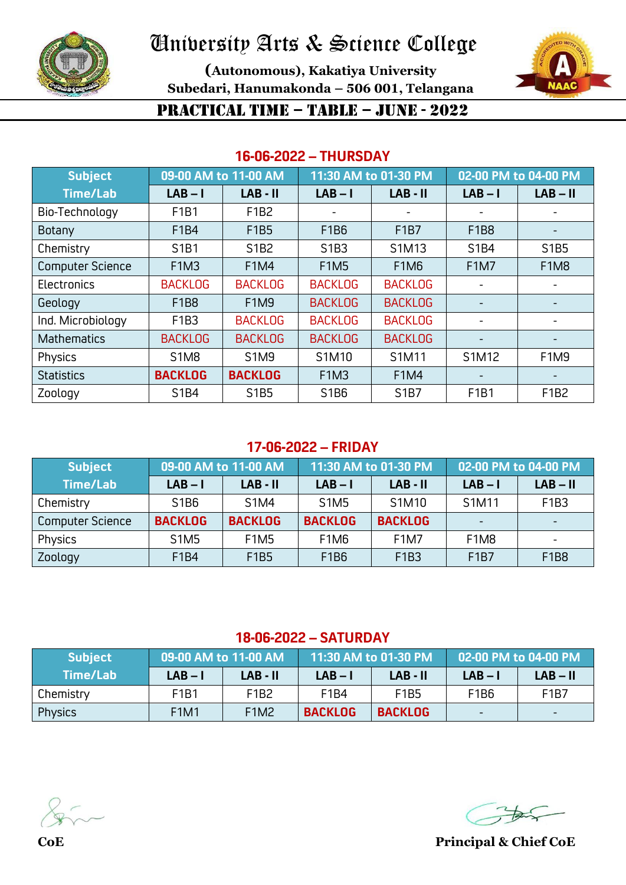# University Arts & Science College

**(Autonomous), Kakatiya University**
**Subedari, Hanumakonda – 506 001, Telangana**

## PRACTICAL TIME – TABLE – JUNE - 2022

### 16-06-2022 – THURSDAY

| Subject Time/Lab | 09-00 AM to 11-00 AM | | 11:30 AM to 01-30 PM | | 02-00 PM to 04-00 PM | |
|---|---|---|---|---|---|---|
| | LAB – I | LAB - II | LAB – I | LAB - II | LAB – I | LAB – II |
| Bio-Technology | F1B1 | F1B2 | - | - | - | - |
| Botany | F1B4 | F1B5 | F1B6 | F1B7 | F1B8 | - |
| Chemistry | S1B1 | S1B2 | S1B3 | S1M13 | S1B4 | S1B5 |
| Computer Science | F1M3 | F1M4 | F1M5 | F1M6 | F1M7 | F1M8 |
| Electronics | BACKLOG | BACKLOG | BACKLOG | BACKLOG | - | - |
| Geology | F1B8 | F1M9 | BACKLOG | BACKLOG | - | - |
| Ind. Microbiology | F1B3 | BACKLOG | BACKLOG | BACKLOG | - | - |
| Mathematics | BACKLOG | BACKLOG | BACKLOG | BACKLOG | - | - |
| Physics | S1M8 | S1M9 | S1M10 | S1M11 | S1M12 | F1M9 |
| Statistics | **BACKLOG** | **BACKLOG** | F1M3 | F1M4 | - | - |
| Zoology | S1B4 | S1B5 | S1B6 | S1B7 | F1B1 | F1B2 |

### 17-06-2022 – FRIDAY

| Subject Time/Lab | 09-00 AM to 11-00 AM | | 11:30 AM to 01-30 PM | | 02-00 PM to 04-00 PM | |
|---|---|---|---|---|---|---|
| | LAB – I | LAB - II | LAB – I | LAB - II | LAB – I | LAB – II |
| Chemistry | S1B6 | S1M4 | S1M5 | S1M10 | S1M11 | F1B3 |
| Computer Science | **BACKLOG** | **BACKLOG** | **BACKLOG** | **BACKLOG** | - | - |
| Physics | S1M5 | F1M5 | F1M6 | F1M7 | F1M8 | - |
| Zoology | F1B4 | F1B5 | F1B6 | F1B3 | F1B7 | F1B8 |

### 18-06-2022 – SATURDAY

| Subject Time/Lab | 09-00 AM to 11-00 AM | | 11:30 AM to 01-30 PM | | 02-00 PM to 04-00 PM | |
|---|---|---|---|---|---|---|
| | LAB – I | LAB - II | LAB – I | LAB - II | LAB – I | LAB – II |
| Chemistry | F1B1 | F1B2 | F1B4 | F1B5 | F1B6 | F1B7 |
| Physics | F1M1 | F1M2 | **BACKLOG** | **BACKLOG** | - | - |

**CoE** **Principal & Chief CoE**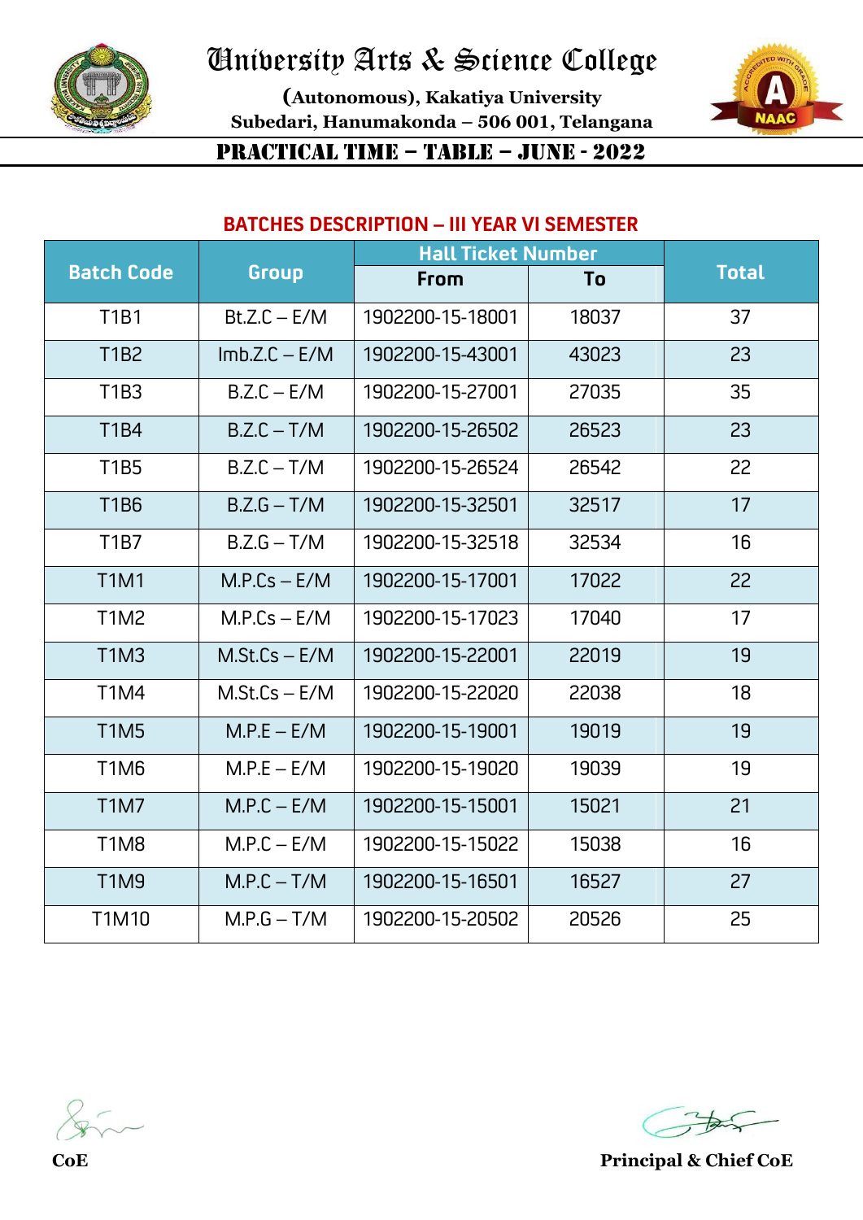# University Arts & Science College

**(Autonomous), Kakatiya University**
**Subedari, Hanumakonda – 506 001, Telangana**

## PRACTICAL TIME – TABLE – JUNE - 2022

### BATCHES DESCRIPTION – III YEAR VI SEMESTER

| Batch Code | Group | Hall Ticket Number | | Total |
|---|---|---|---|---|
| | | From | To | |
| T1B1 | Bt.Z.C – E/M | 1902200-15-18001 | 18037 | 37 |
| T1B2 | Imb.Z.C – E/M | 1902200-15-43001 | 43023 | 23 |
| T1B3 | B.Z.C – E/M | 1902200-15-27001 | 27035 | 35 |
| T1B4 | B.Z.C – T/M | 1902200-15-26502 | 26523 | 23 |
| T1B5 | B.Z.C – T/M | 1902200-15-26524 | 26542 | 22 |
| T1B6 | B.Z.G – T/M | 1902200-15-32501 | 32517 | 17 |
| T1B7 | B.Z.G – T/M | 1902200-15-32518 | 32534 | 16 |
| T1M1 | M.P.Cs – E/M | 1902200-15-17001 | 17022 | 22 |
| T1M2 | M.P.Cs – E/M | 1902200-15-17023 | 17040 | 17 |
| T1M3 | M.St.Cs – E/M | 1902200-15-22001 | 22019 | 19 |
| T1M4 | M.St.Cs – E/M | 1902200-15-22020 | 22038 | 18 |
| T1M5 | M.P.E – E/M | 1902200-15-19001 | 19019 | 19 |
| T1M6 | M.P.E – E/M | 1902200-15-19020 | 19039 | 19 |
| T1M7 | M.P.C – E/M | 1902200-15-15001 | 15021 | 21 |
| T1M8 | M.P.C – E/M | 1902200-15-15022 | 15038 | 16 |
| T1M9 | M.P.C – T/M | 1902200-15-16501 | 16527 | 27 |
| T1M10 | M.P.G – T/M | 1902200-15-20502 | 20526 | 25 |

**CoE** **Principal & Chief CoE**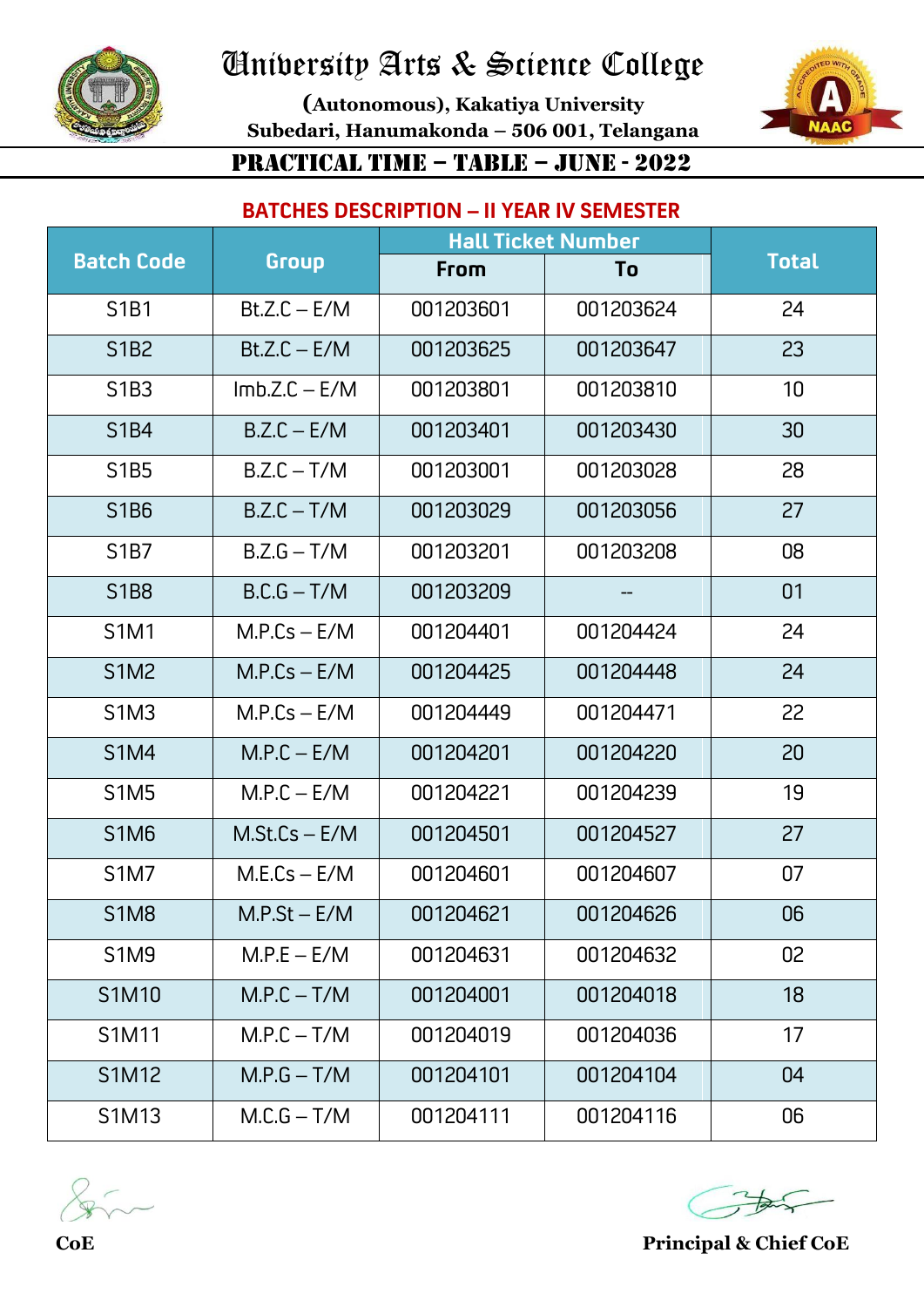# University Arts & Science College

**(Autonomous), Kakatiya University**
**Subedari, Hanumakonda – 506 001, Telangana**

## PRACTICAL TIME – TABLE – JUNE - 2022

### BATCHES DESCRIPTION – II YEAR IV SEMESTER

| Batch Code | Group | Hall Ticket Number | | Total |
|---|---|---|---|---|
| | | From | To | |
| S1B1 | Bt.Z.C – E/M | 001203601 | 001203624 | 24 |
| S1B2 | Bt.Z.C – E/M | 001203625 | 001203647 | 23 |
| S1B3 | Imb.Z.C – E/M | 001203801 | 001203810 | 10 |
| S1B4 | B.Z.C – E/M | 001203401 | 001203430 | 30 |
| S1B5 | B.Z.C – T/M | 001203001 | 001203028 | 28 |
| S1B6 | B.Z.C – T/M | 001203029 | 001203056 | 27 |
| S1B7 | B.Z.G – T/M | 001203201 | 001203208 | 08 |
| S1B8 | B.C.G – T/M | 001203209 | -- | 01 |
| S1M1 | M.P.Cs – E/M | 001204401 | 001204424 | 24 |
| S1M2 | M.P.Cs – E/M | 001204425 | 001204448 | 24 |
| S1M3 | M.P.Cs – E/M | 001204449 | 001204471 | 22 |
| S1M4 | M.P.C – E/M | 001204201 | 001204220 | 20 |
| S1M5 | M.P.C – E/M | 001204221 | 001204239 | 19 |
| S1M6 | M.St.Cs – E/M | 001204501 | 001204527 | 27 |
| S1M7 | M.E.Cs – E/M | 001204601 | 001204607 | 07 |
| S1M8 | M.P.St – E/M | 001204621 | 001204626 | 06 |
| S1M9 | M.P.E – E/M | 001204631 | 001204632 | 02 |
| S1M10 | M.P.C – T/M | 001204001 | 001204018 | 18 |
| S1M11 | M.P.C – T/M | 001204019 | 001204036 | 17 |
| S1M12 | M.P.G – T/M | 001204101 | 001204104 | 04 |
| S1M13 | M.C.G – T/M | 001204111 | 001204116 | 06 |

**CoE**

**Principal & Chief CoE**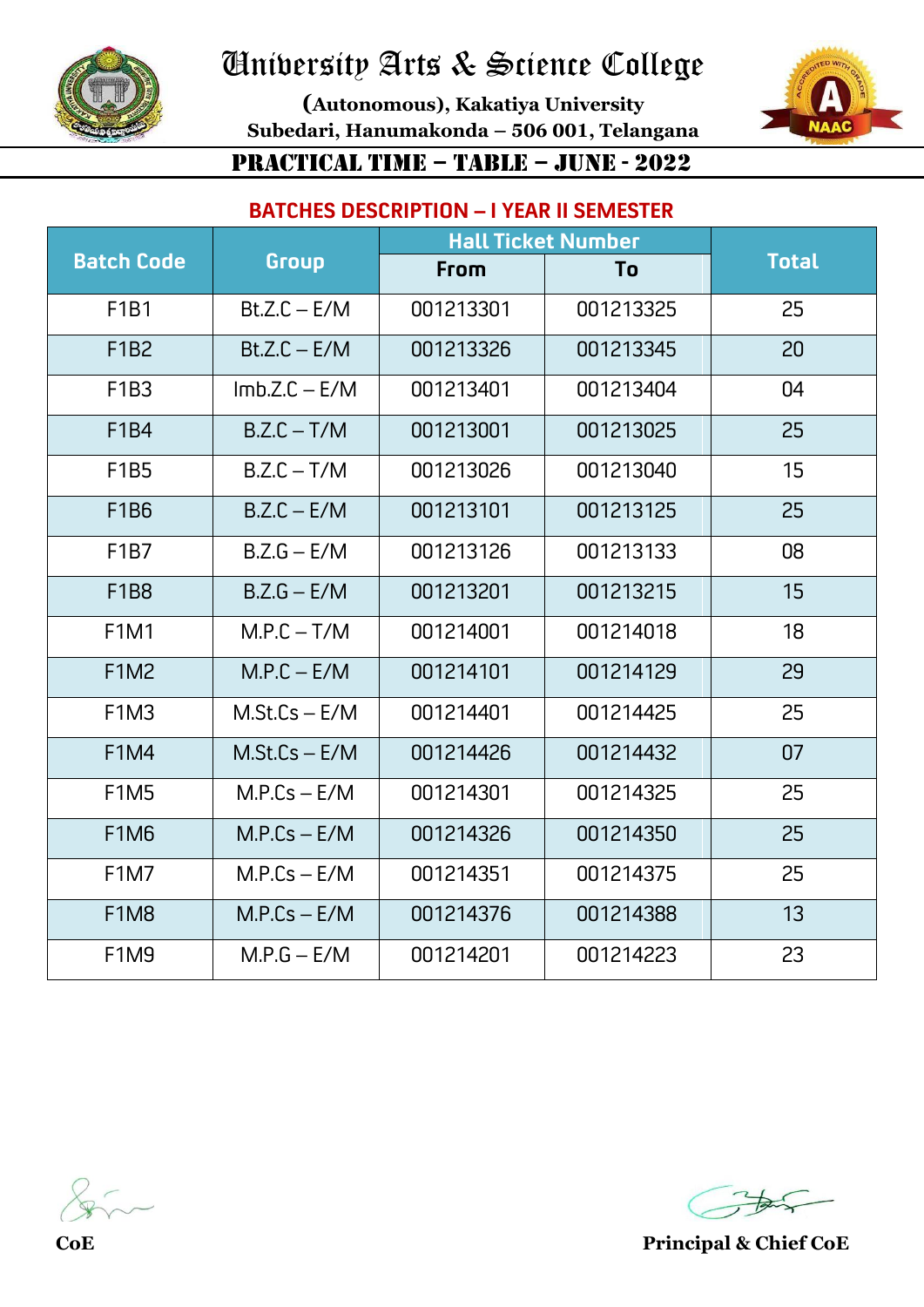# University Arts & Science College

**(Autonomous), Kakatiya University**
**Subedari, Hanumakonda – 506 001, Telangana**

## PRACTICAL TIME – TABLE – JUNE - 2022

### BATCHES DESCRIPTION – I YEAR II SEMESTER

| Batch Code | Group | Hall Ticket Number | | Total |
|---|---|---|---|---|
| | | From | To | |
| F1B1 | Bt.Z.C – E/M | 001213301 | 001213325 | 25 |
| F1B2 | Bt.Z.C – E/M | 001213326 | 001213345 | 20 |
| F1B3 | Imb.Z.C – E/M | 001213401 | 001213404 | 04 |
| F1B4 | B.Z.C – T/M | 001213001 | 001213025 | 25 |
| F1B5 | B.Z.C – T/M | 001213026 | 001213040 | 15 |
| F1B6 | B.Z.C – E/M | 001213101 | 001213125 | 25 |
| F1B7 | B.Z.G – E/M | 001213126 | 001213133 | 08 |
| F1B8 | B.Z.G – E/M | 001213201 | 001213215 | 15 |
| F1M1 | M.P.C – T/M | 001214001 | 001214018 | 18 |
| F1M2 | M.P.C – E/M | 001214101 | 001214129 | 29 |
| F1M3 | M.St.Cs – E/M | 001214401 | 001214425 | 25 |
| F1M4 | M.St.Cs – E/M | 001214426 | 001214432 | 07 |
| F1M5 | M.P.Cs – E/M | 001214301 | 001214325 | 25 |
| F1M6 | M.P.Cs – E/M | 001214326 | 001214350 | 25 |
| F1M7 | M.P.Cs – E/M | 001214351 | 001214375 | 25 |
| F1M8 | M.P.Cs – E/M | 001214376 | 001214388 | 13 |
| F1M9 | M.P.G – E/M | 001214201 | 001214223 | 23 |

**CoE** **Principal & Chief CoE**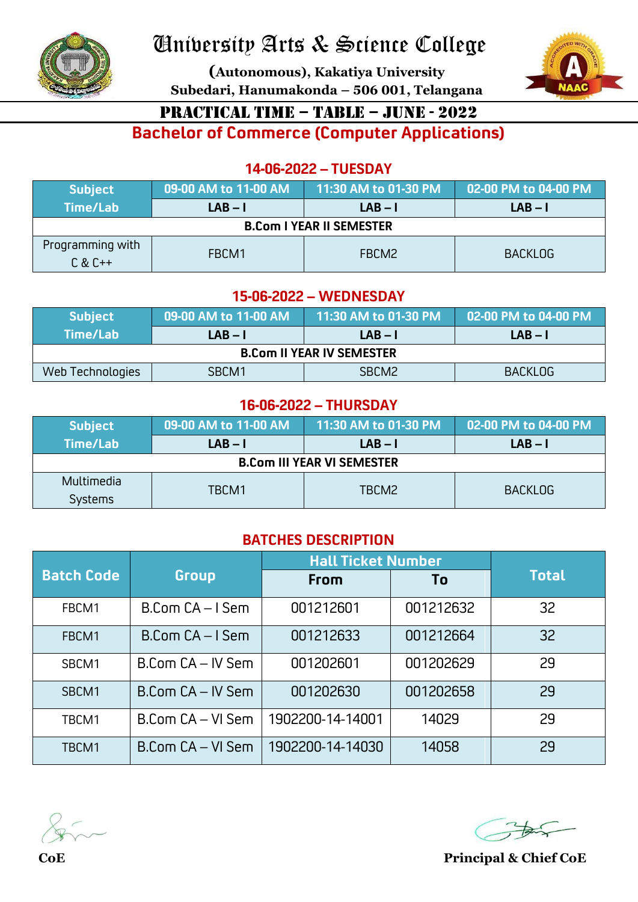# University Arts & Science College

**(Autonomous), Kakatiya University**
**Subedari, Hanumakonda – 506 001, Telangana**

## PRACTICAL TIME – TABLE – JUNE - 2022

## Bachelor of Commerce (Computer Applications)

### 14-06-2022 – TUESDAY

| Subject Time/Lab | 09-00 AM to 11-00 AM | 11:30 AM to 01-30 PM | 02-00 PM to 04-00 PM |
|---|---|---|---|
| | LAB – I | LAB – I | LAB – I |
| **B.Com I YEAR II SEMESTER** | | | |
| Programming with C & C++ | FBCM1 | FBCM2 | BACKLOG |

### 15-06-2022 – WEDNESDAY

| Subject Time/Lab | 09-00 AM to 11-00 AM | 11:30 AM to 01-30 PM | 02-00 PM to 04-00 PM |
|---|---|---|---|
| | LAB – I | LAB – I | LAB – I |
| **B.Com II YEAR IV SEMESTER** | | | |
| Web Technologies | SBCM1 | SBCM2 | BACKLOG |

### 16-06-2022 – THURSDAY

| Subject Time/Lab | 09-00 AM to 11-00 AM | 11:30 AM to 01-30 PM | 02-00 PM to 04-00 PM |
|---|---|---|---|
| | LAB – I | LAB – I | LAB – I |
| **B.Com III YEAR VI SEMESTER** | | | |
| Multimedia Systems | TBCM1 | TBCM2 | BACKLOG |

### BATCHES DESCRIPTION

| Batch Code | Group | Hall Ticket Number | | Total |
|---|---|---|---|---|
| | | From | To | |
| FBCM1 | B.Com CA – I Sem | 001212601 | 001212632 | 32 |
| FBCM1 | B.Com CA – I Sem | 001212633 | 001212664 | 32 |
| SBCM1 | B.Com CA – IV Sem | 001202601 | 001202629 | 29 |
| SBCM1 | B.Com CA – IV Sem | 001202630 | 001202658 | 29 |
| TBCM1 | B.Com CA – VI Sem | 1902200-14-14001 | 14029 | 29 |
| TBCM1 | B.Com CA – VI Sem | 1902200-14-14030 | 14058 | 29 |

**CoE** **Principal & Chief CoE**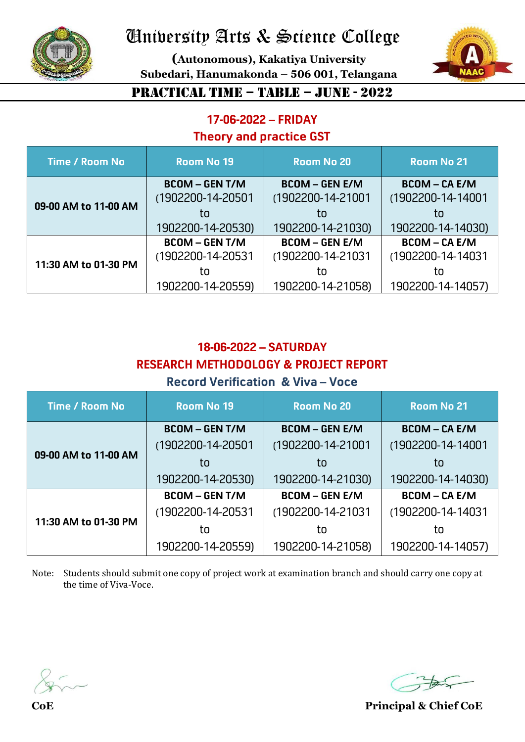# University Arts & Science College

**(Autonomous), Kakatiya University**
**Subedari, Hanumakonda – 506 001, Telangana**

## PRACTICAL TIME – TABLE – JUNE - 2022

### 17-06-2022 – FRIDAY
### Theory and practice GST

| Time / Room No | Room No 19 | Room No 20 | Room No 21 |
|---|---|---|---|
| 09-00 AM to 11-00 AM | **BCOM – GEN T/M** (1902200-14-20501 to 1902200-14-20530) | **BCOM – GEN E/M** (1902200-14-21001 to 1902200-14-21030) | **BCOM – CA E/M** (1902200-14-14001 to 1902200-14-14030) |
| 11:30 AM to 01-30 PM | **BCOM – GEN T/M** (1902200-14-20531 to 1902200-14-20559) | **BCOM – GEN E/M** (1902200-14-21031 to 1902200-14-21058) | **BCOM – CA E/M** (1902200-14-14031 to 1902200-14-14057) |

### 18-06-2022 – SATURDAY
### RESEARCH METHODOLOGY & PROJECT REPORT
### Record Verification & Viva – Voce

| Time / Room No | Room No 19 | Room No 20 | Room No 21 |
|---|---|---|---|
| 09-00 AM to 11-00 AM | **BCOM – GEN T/M** (1902200-14-20501 to 1902200-14-20530) | **BCOM – GEN E/M** (1902200-14-21001 to 1902200-14-21030) | **BCOM – CA E/M** (1902200-14-14001 to 1902200-14-14030) |
| 11:30 AM to 01-30 PM | **BCOM – GEN T/M** (1902200-14-20531 to 1902200-14-20559) | **BCOM – GEN E/M** (1902200-14-21031 to 1902200-14-21058) | **BCOM – CA E/M** (1902200-14-14031 to 1902200-14-14057) |

Note: Students should submit one copy of project work at examination branch and should carry one copy at the time of Viva-Voce.

**CoE** **Principal & Chief CoE**